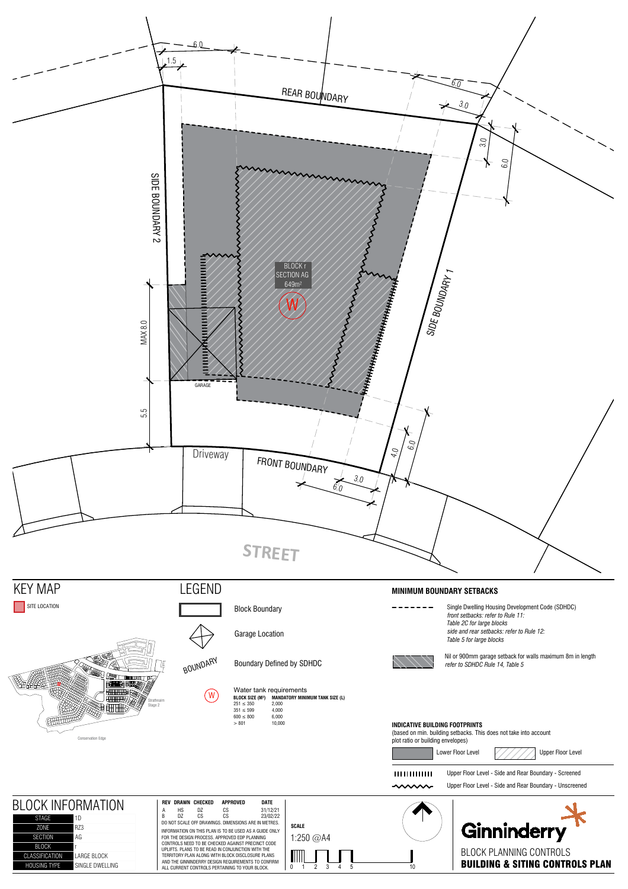REAR BOUNDARY

SIDE BOUNDARY 2

SIDE BOUNDARY 1

FRONT BOUNDARY

Driveway

GARAGE

STREET

BLOCK r
SECTION AG
649m²

W

6.0 | 1.5 | 6.0 | 3.0 | 3.0 | 6.0 | MAX 8.0 | 5.5 | 4.0 | 6.0 | 3.0 | 6.0

# KEY MAP

SITE LOCATION

Strathnairn Stage 2

Conservation Edge

# LEGEND

- Block Boundary
- Garage Location
- BOUNDARY — Boundary Defined by SDHDC
- W — Water tank requirements

| BLOCK SIZE (M²) | MANDATORY MINIMUM TANK SIZE (L) |
| --- | --- |
| 251 ≤ 350 | 2,000 |
| 351 ≤ 599 | 4,000 |
| 600 ≤ 800 | 6,000 |
| > 801 | 10,000 |

## MINIMUM BOUNDARY SETBACKS

- Single Dwelling Housing Development Code (SDHDC)
  *front setbacks: refer to Rule 11: Table 2C for large blocks*
  *side and rear setbacks: refer to Rule 12: Table 5 for large blocks*
- Nil or 900mm garage setback for walls maximum 8m in length
  *refer to SDHDC Rule 14, Table 5*

## INDICATIVE BUILDING FOOTPRINTS

(based on min. building setbacks. This does not take into account plot ratio or building envelopes)

- Lower Floor Level
- Upper Floor Level
- Upper Floor Level - Side and Rear Boundary - Screened
- Upper Floor Level - Side and Rear Boundary - Unscreened

# BLOCK INFORMATION

| | |
| --- | --- |
| STAGE | 1D |
| ZONE | RZ3 |
| SECTION | AG |
| BLOCK | r |
| CLASSIFICATION | LARGE BLOCK |
| HOUSING TYPE | SINGLE DWELLING |

| REV | DRAWN | CHECKED | APPROVED | DATE |
| --- | --- | --- | --- | --- |
| A | HS | DZ | CS | 31/12/21 |
| B | DZ | CS | CS | 23/02/22 |

DO NOT SCALE OFF DRAWINGS. DIMENSIONS ARE IN METRES.

INFORMATION ON THIS PLAN IS TO BE USED AS A GUIDE ONLY FOR THE DESIGN PROCESS. APPROVED EDP PLANNING CONTROLS NEED TO BE CHECKED AGAINST PRECINCT CODE UPLIFTS. PLANS TO BE READ IN CONJUNCTION WITH THE TERRITORY PLAN ALONG WITH BLOCK DISCLOSURE PLANS AND THE GINNINDERRY DESIGN REQUIREMENTS TO CONFIRM ALL CURRENT CONTROLS PERTAINING TO YOUR BLOCK.

**SCALE**
1:250 @A4

0 1 2 3 4 5 10

Ginninderry

BLOCK PLANNING CONTROLS
**BUILDING & SITING CONTROLS PLAN**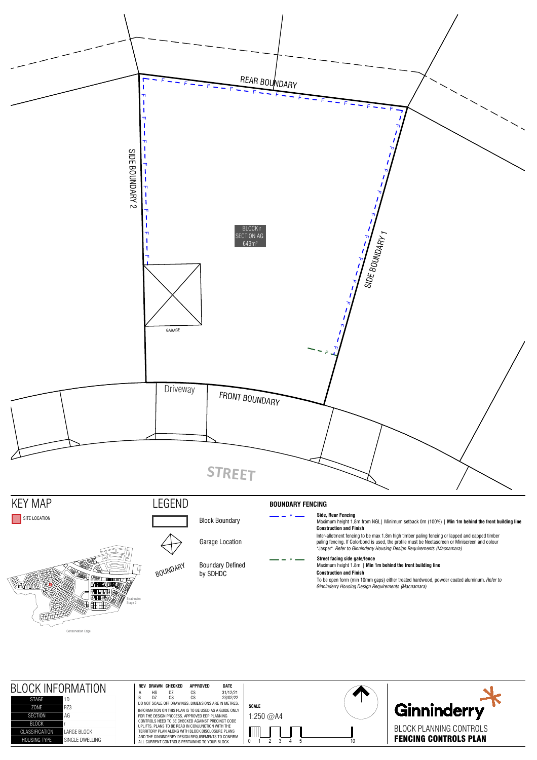REAR BOUNDARY

SIDE BOUNDARY 2

SIDE BOUNDARY 1

BLOCK r
SECTION AG
649m²

GARAGE

Driveway

FRONT BOUNDARY

STREET

## KEY MAP

SITE LOCATION

Strathnairn Stage 2

Conservation Edge

## LEGEND

Block Boundary

Garage Location

Boundary Defined by SDHDC

## BOUNDARY FENCING

**Side, Rear Fencing**

Maximum height 1.8m from NGL| Minimum setback 0m (100%) | **Min 1m behind the front building line**

**Construction and Finish**

Inter-allotment fencing to be max 1.8m high timber paling fencing or lapped and capped timber paling fencing. If Colorbond is used, the profile must be Neetascreen or Miniscreen and colour "Jasper". *Refer to Ginninderry Housing Design Requirements (Macnamara)*

**Street facing side gate/fence**

Maximum height 1.8m | **Min 1m behind the front building line**

**Construction and Finish**

To be open form (min 10mm gaps) either treated hardwood, powder coated aluminum. *Refer to Ginninderry Housing Design Requirements (Macnamara)*

## BLOCK INFORMATION

| | |
|---|---|
| STAGE | 1D |
| ZONE | RZ3 |
| SECTION | AG |
| BLOCK | r |
| CLASSIFICATION | LARGE BLOCK |
| HOUSING TYPE | SINGLE DWELLING |

| REV | DRAWN | CHECKED | APPROVED | DATE |
|---|---|---|---|---|
| A | HS | DZ | CS | 31/12/21 |
| B | DZ | CS | CS | 23/02/22 |

DO NOT SCALE OFF DRAWINGS. DIMENSIONS ARE IN METRES.

INFORMATION ON THIS PLAN IS TO BE USED AS A GUIDE ONLY FOR THE DESIGN PROCESS. APPROVED EDP PLANNING CONTROLS NEED TO BE CHECKED AGAINST PRECINCT CODE UPLIFTS. PLANS TO BE READ IN CONJUNCTION WITH THE TERRITORY PLAN ALONG WITH BLOCK DISCLOSURE PLANS AND THE GINNINDERRY DESIGN REQUIREMENTS TO CONFIRM ALL CURRENT CONTROLS PERTAINING TO YOUR BLOCK.

**SCALE**

1:250 @A4

0 1 2 3 4 5 10

Ginninderry

BLOCK PLANNING CONTROLS

**FENCING CONTROLS PLAN**